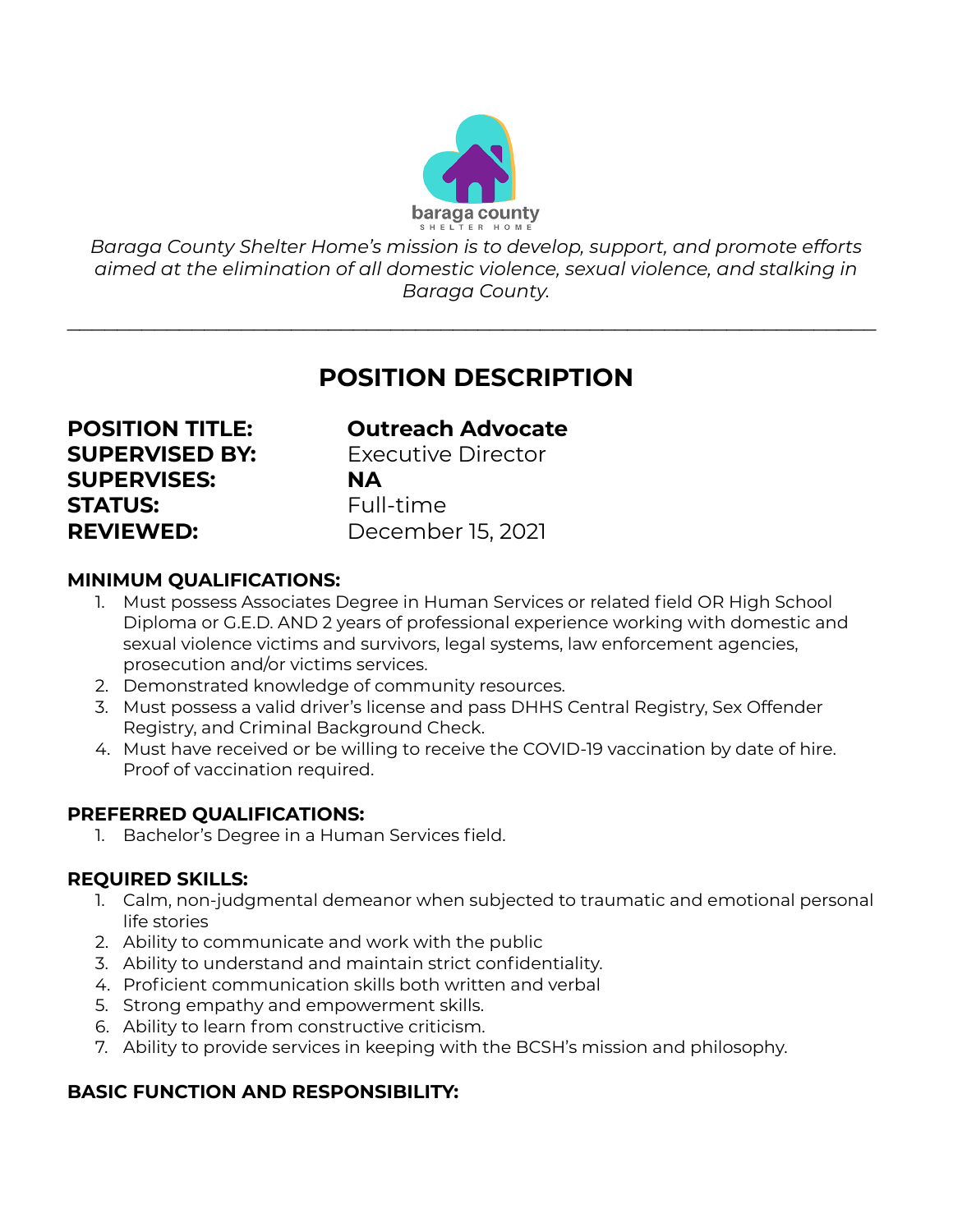baraga county
SHELTER HOME

*Baraga County Shelter Home's mission is to develop, support, and promote efforts aimed at the elimination of all domestic violence, sexual violence, and stalking in Baraga County.*

---

# POSITION DESCRIPTION

**POSITION TITLE:** **Outreach Advocate**
**SUPERVISED BY:** Executive Director
**SUPERVISES:** **NA**
**STATUS:** Full-time
**REVIEWED:** December 15, 2021

### MINIMUM QUALIFICATIONS:

1. Must possess Associates Degree in Human Services or related field OR High School Diploma or G.E.D. AND 2 years of professional experience working with domestic and sexual violence victims and survivors, legal systems, law enforcement agencies, prosecution and/or victims services.
2. Demonstrated knowledge of community resources.
3. Must possess a valid driver's license and pass DHHS Central Registry, Sex Offender Registry, and Criminal Background Check.
4. Must have received or be willing to receive the COVID-19 vaccination by date of hire. Proof of vaccination required.

### PREFERRED QUALIFICATIONS:

1. Bachelor's Degree in a Human Services field.

### REQUIRED SKILLS:

1. Calm, non-judgmental demeanor when subjected to traumatic and emotional personal life stories
2. Ability to communicate and work with the public
3. Ability to understand and maintain strict confidentiality.
4. Proficient communication skills both written and verbal
5. Strong empathy and empowerment skills.
6. Ability to learn from constructive criticism.
7. Ability to provide services in keeping with the BCSH's mission and philosophy.

### BASIC FUNCTION AND RESPONSIBILITY: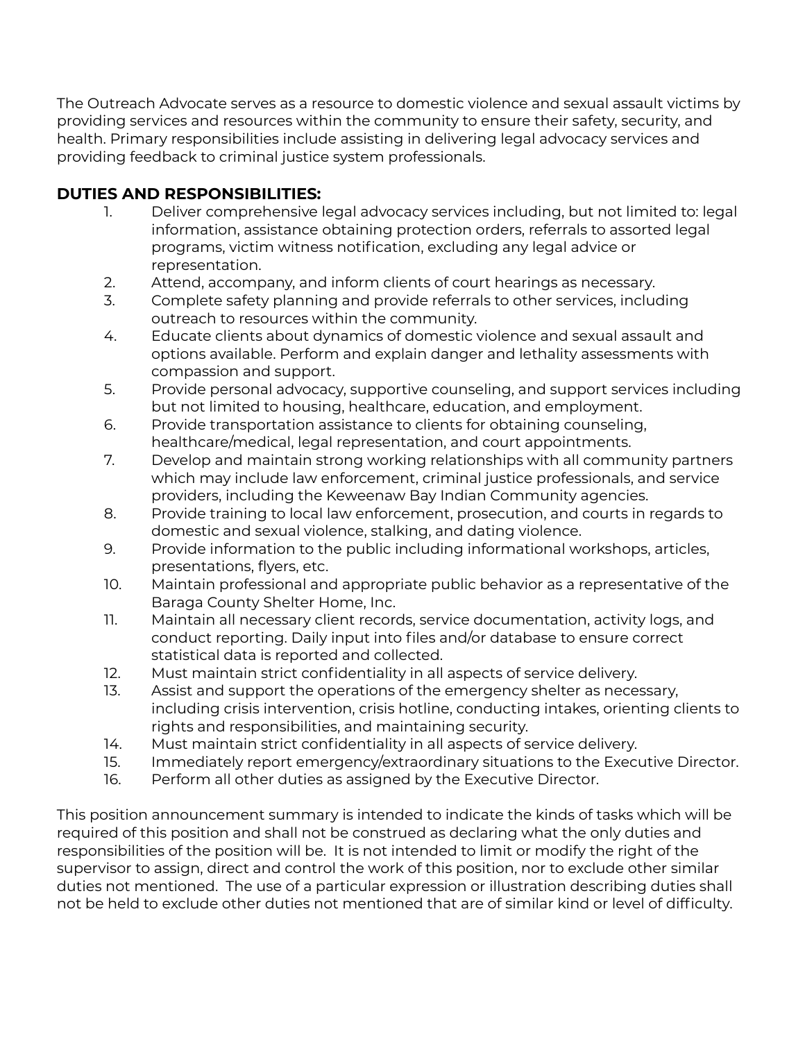The Outreach Advocate serves as a resource to domestic violence and sexual assault victims by providing services and resources within the community to ensure their safety, security, and health. Primary responsibilities include assisting in delivering legal advocacy services and providing feedback to criminal justice system professionals.

**DUTIES AND RESPONSIBILITIES:**

1. Deliver comprehensive legal advocacy services including, but not limited to: legal information, assistance obtaining protection orders, referrals to assorted legal programs, victim witness notification, excluding any legal advice or representation.
2. Attend, accompany, and inform clients of court hearings as necessary.
3. Complete safety planning and provide referrals to other services, including outreach to resources within the community.
4. Educate clients about dynamics of domestic violence and sexual assault and options available. Perform and explain danger and lethality assessments with compassion and support.
5. Provide personal advocacy, supportive counseling, and support services including but not limited to housing, healthcare, education, and employment.
6. Provide transportation assistance to clients for obtaining counseling, healthcare/medical, legal representation, and court appointments.
7. Develop and maintain strong working relationships with all community partners which may include law enforcement, criminal justice professionals, and service providers, including the Keweenaw Bay Indian Community agencies.
8. Provide training to local law enforcement, prosecution, and courts in regards to domestic and sexual violence, stalking, and dating violence.
9. Provide information to the public including informational workshops, articles, presentations, flyers, etc.
10. Maintain professional and appropriate public behavior as a representative of the Baraga County Shelter Home, Inc.
11. Maintain all necessary client records, service documentation, activity logs, and conduct reporting. Daily input into files and/or database to ensure correct statistical data is reported and collected.
12. Must maintain strict confidentiality in all aspects of service delivery.
13. Assist and support the operations of the emergency shelter as necessary, including crisis intervention, crisis hotline, conducting intakes, orienting clients to rights and responsibilities, and maintaining security.
14. Must maintain strict confidentiality in all aspects of service delivery.
15. Immediately report emergency/extraordinary situations to the Executive Director.
16. Perform all other duties as assigned by the Executive Director.

This position announcement summary is intended to indicate the kinds of tasks which will be required of this position and shall not be construed as declaring what the only duties and responsibilities of the position will be. It is not intended to limit or modify the right of the supervisor to assign, direct and control the work of this position, nor to exclude other similar duties not mentioned. The use of a particular expression or illustration describing duties shall not be held to exclude other duties not mentioned that are of similar kind or level of difficulty.